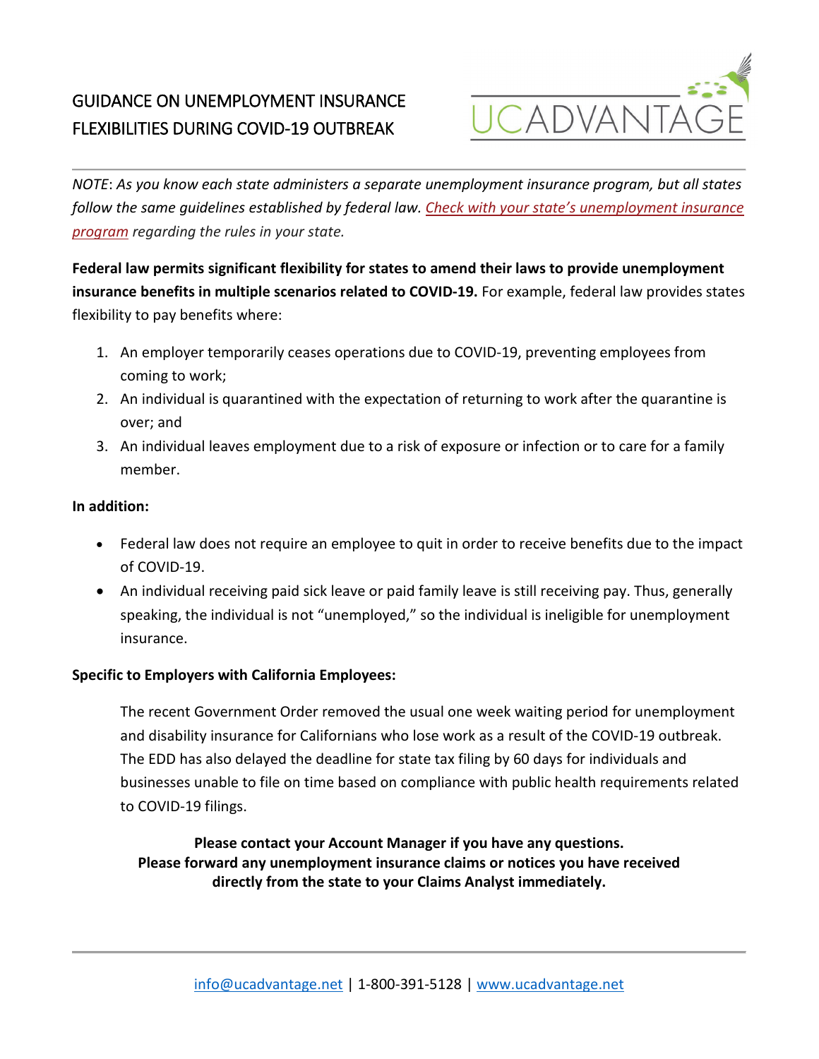# GUIDANCE ON UNEMPLOYMENT INSURANCE FLEXIBILITIES DURING COVID-19 OUTBREAK

UCADVANTAGE

*NOTE*: *As you know each state administers a separate unemployment insurance program, but all states follow the same guidelines established by federal law. Check with your state's unemployment insurance program regarding the rules in your state.*

**Federal law permits significant flexibility for states to amend their laws to provide unemployment insurance benefits in multiple scenarios related to COVID-19.** For example, federal law provides states flexibility to pay benefits where:

1. An employer temporarily ceases operations due to COVID-19, preventing employees from coming to work;
2. An individual is quarantined with the expectation of returning to work after the quarantine is over; and
3. An individual leaves employment due to a risk of exposure or infection or to care for a family member.

**In addition:**

- Federal law does not require an employee to quit in order to receive benefits due to the impact of COVID-19.
- An individual receiving paid sick leave or paid family leave is still receiving pay. Thus, generally speaking, the individual is not "unemployed," so the individual is ineligible for unemployment insurance.

**Specific to Employers with California Employees:**

The recent Government Order removed the usual one week waiting period for unemployment and disability insurance for Californians who lose work as a result of the COVID-19 outbreak. The EDD has also delayed the deadline for state tax filing by 60 days for individuals and businesses unable to file on time based on compliance with public health requirements related to COVID-19 filings.

**Please contact your Account Manager if you have any questions.**
**Please forward any unemployment insurance claims or notices you have received directly from the state to your Claims Analyst immediately.**

info@ucadvantage.net | 1-800-391-5128 | www.ucadvantage.net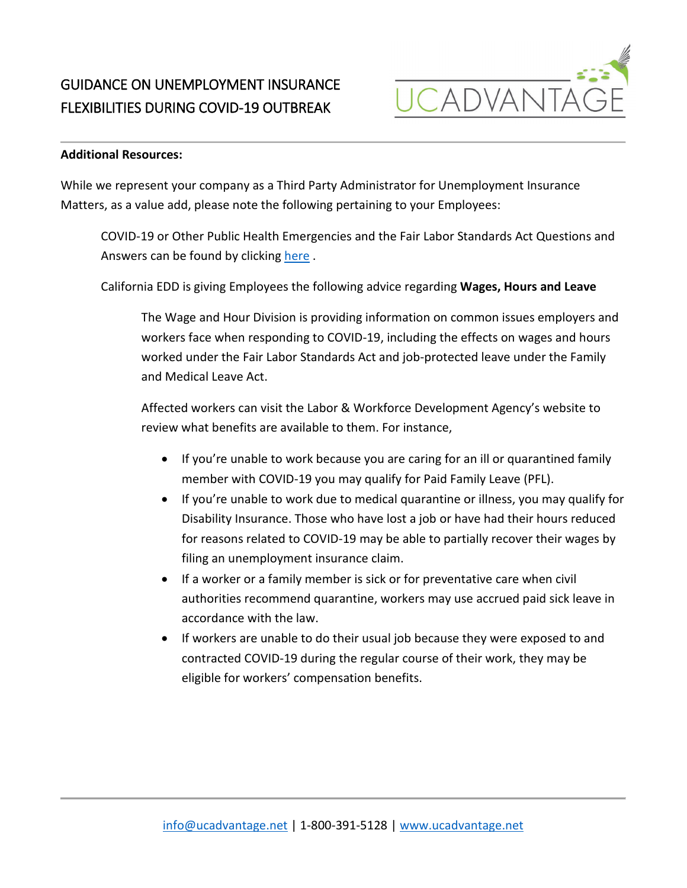# GUIDANCE ON UNEMPLOYMENT INSURANCE FLEXIBILITIES DURING COVID-19 OUTBREAK

**Additional Resources:**

While we represent your company as a Third Party Administrator for Unemployment Insurance Matters, as a value add, please note the following pertaining to your Employees:

> COVID-19 or Other Public Health Emergencies and the Fair Labor Standards Act Questions and Answers can be found by clicking here .
>
> California EDD is giving Employees the following advice regarding **Wages, Hours and Leave**
>
> > The Wage and Hour Division is providing information on common issues employers and workers face when responding to COVID-19, including the effects on wages and hours worked under the Fair Labor Standards Act and job-protected leave under the Family and Medical Leave Act.
> >
> > Affected workers can visit the Labor & Workforce Development Agency's website to review what benefits are available to them. For instance,
> >
> > - If you're unable to work because you are caring for an ill or quarantined family member with COVID-19 you may qualify for Paid Family Leave (PFL).
> > - If you're unable to work due to medical quarantine or illness, you may qualify for Disability Insurance. Those who have lost a job or have had their hours reduced for reasons related to COVID-19 may be able to partially recover their wages by filing an unemployment insurance claim.
> > - If a worker or a family member is sick or for preventative care when civil authorities recommend quarantine, workers may use accrued paid sick leave in accordance with the law.
> > - If workers are unable to do their usual job because they were exposed to and contracted COVID-19 during the regular course of their work, they may be eligible for workers' compensation benefits.

info@ucadvantage.net | 1-800-391-5128 | www.ucadvantage.net